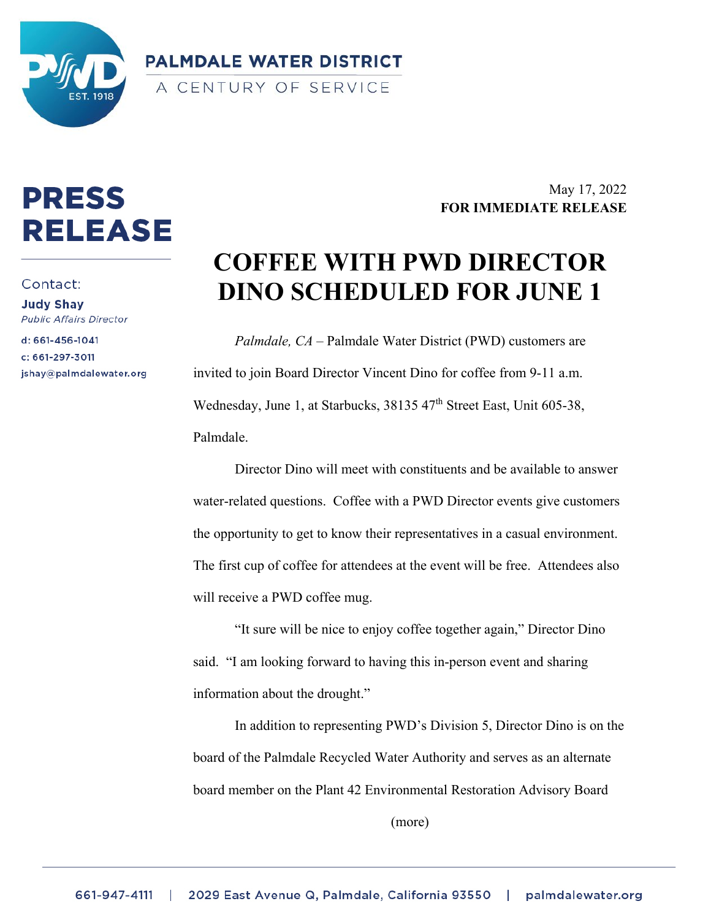**PALMDALE WATER DISTRICT**
A CENTURY OF SERVICE

# PRESS RELEASE

Contact:
**Judy Shay**
*Public Affairs Director*
d: 661-456-1041
c: 661-297-3011
jshay@palmdalewater.org

May 17, 2022
**FOR IMMEDIATE RELEASE**

## COFFEE WITH PWD DIRECTOR DINO SCHEDULED FOR JUNE 1

*Palmdale, CA* – Palmdale Water District (PWD) customers are invited to join Board Director Vincent Dino for coffee from 9-11 a.m. Wednesday, June 1, at Starbucks, 38135 47th Street East, Unit 605-38, Palmdale.

Director Dino will meet with constituents and be available to answer water-related questions. Coffee with a PWD Director events give customers the opportunity to get to know their representatives in a casual environment. The first cup of coffee for attendees at the event will be free. Attendees also will receive a PWD coffee mug.

"It sure will be nice to enjoy coffee together again," Director Dino said. "I am looking forward to having this in-person event and sharing information about the drought."

In addition to representing PWD's Division 5, Director Dino is on the board of the Palmdale Recycled Water Authority and serves as an alternate board member on the Plant 42 Environmental Restoration Advisory Board

(more)

661-947-4111 | 2029 East Avenue Q, Palmdale, California 93550 | palmdalewater.org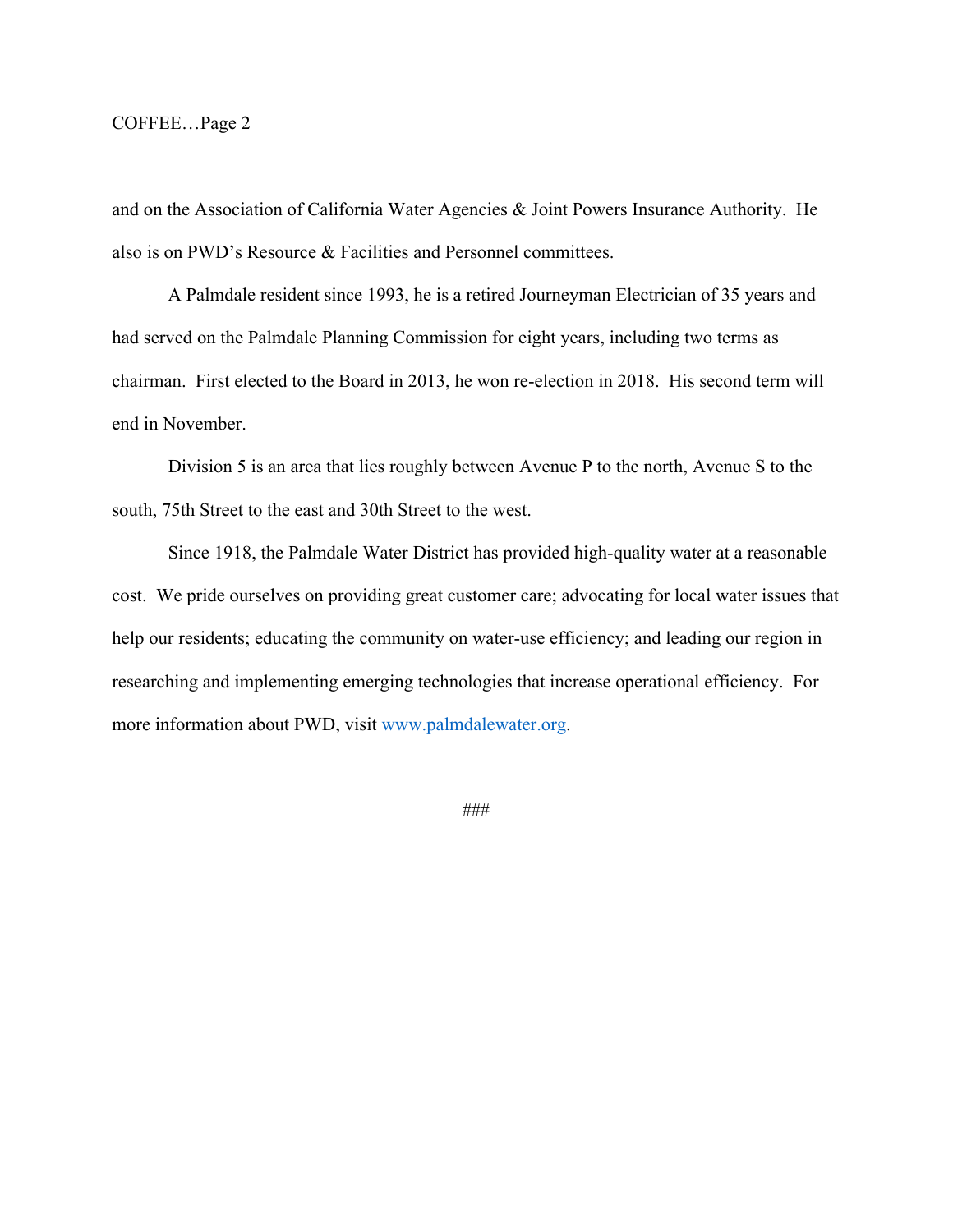and on the Association of California Water Agencies & Joint Powers Insurance Authority. He also is on PWD's Resource & Facilities and Personnel committees.

A Palmdale resident since 1993, he is a retired Journeyman Electrician of 35 years and had served on the Palmdale Planning Commission for eight years, including two terms as chairman. First elected to the Board in 2013, he won re-election in 2018. His second term will end in November.

Division 5 is an area that lies roughly between Avenue P to the north, Avenue S to the south, 75th Street to the east and 30th Street to the west.

Since 1918, the Palmdale Water District has provided high-quality water at a reasonable cost. We pride ourselves on providing great customer care; advocating for local water issues that help our residents; educating the community on water-use efficiency; and leading our region in researching and implementing emerging technologies that increase operational efficiency. For more information about PWD, visit www.palmdalewater.org.

###